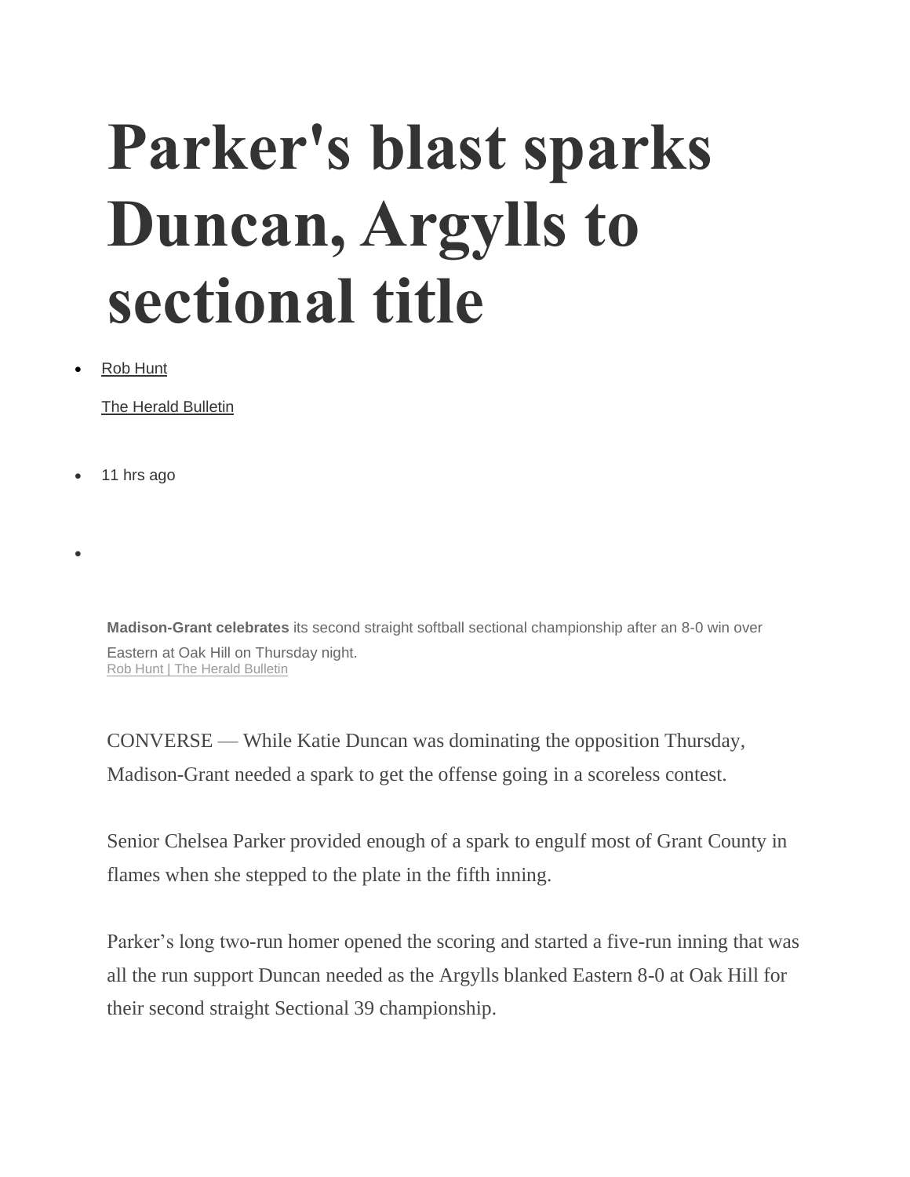# Parker's blast sparks Duncan, Argylls to sectional title

- Rob Hunt

  The Herald Bulletin

- 11 hrs ago

**Madison-Grant celebrates** its second straight softball sectional championship after an 8-0 win over Eastern at Oak Hill on Thursday night.
Rob Hunt | The Herald Bulletin

CONVERSE — While Katie Duncan was dominating the opposition Thursday, Madison-Grant needed a spark to get the offense going in a scoreless contest.

Senior Chelsea Parker provided enough of a spark to engulf most of Grant County in flames when she stepped to the plate in the fifth inning.

Parker's long two-run homer opened the scoring and started a five-run inning that was all the run support Duncan needed as the Argylls blanked Eastern 8-0 at Oak Hill for their second straight Sectional 39 championship.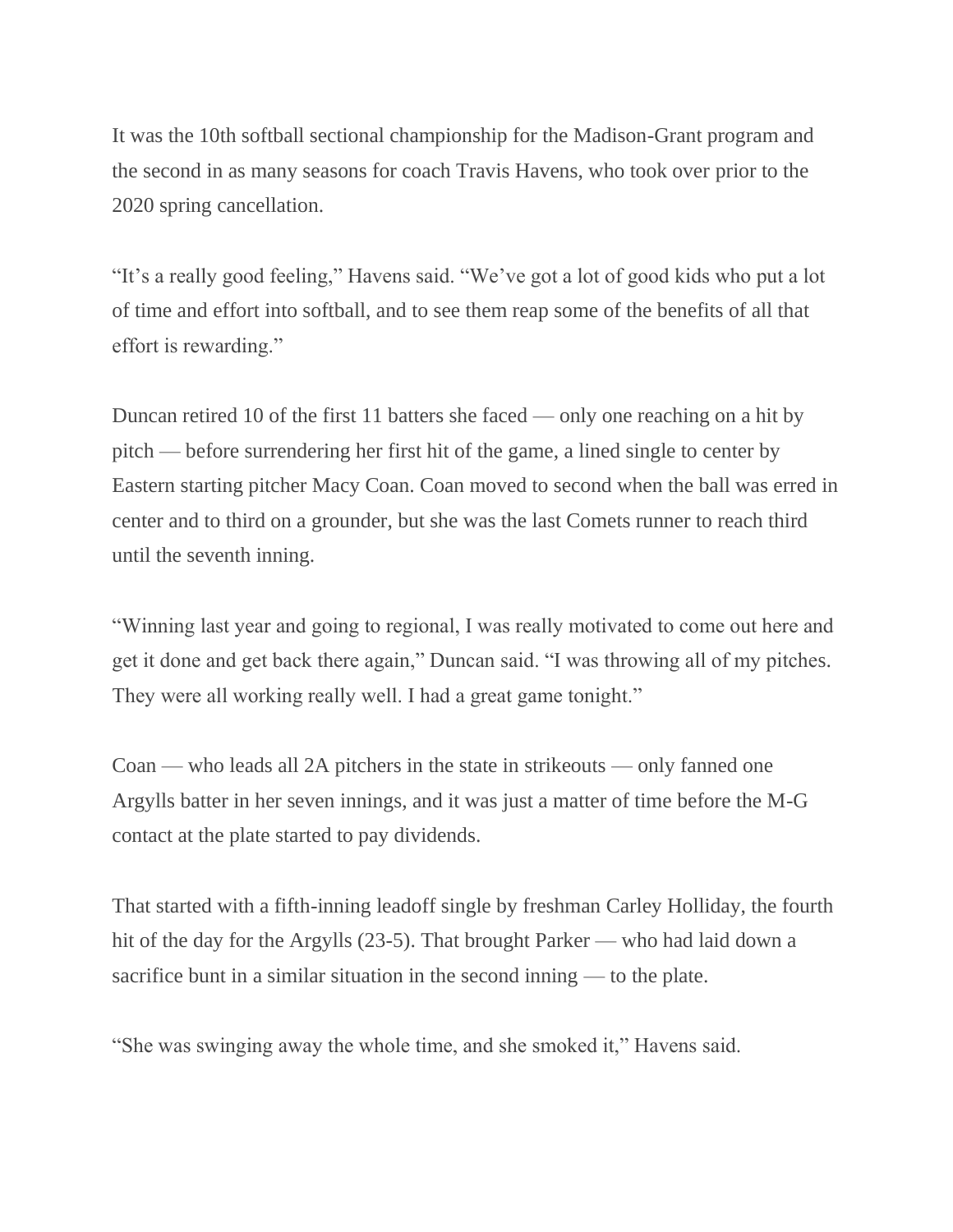It was the 10th softball sectional championship for the Madison-Grant program and the second in as many seasons for coach Travis Havens, who took over prior to the 2020 spring cancellation.

“It’s a really good feeling,” Havens said. “We’ve got a lot of good kids who put a lot of time and effort into softball, and to see them reap some of the benefits of all that effort is rewarding.”

Duncan retired 10 of the first 11 batters she faced — only one reaching on a hit by pitch — before surrendering her first hit of the game, a lined single to center by Eastern starting pitcher Macy Coan. Coan moved to second when the ball was erred in center and to third on a grounder, but she was the last Comets runner to reach third until the seventh inning.

“Winning last year and going to regional, I was really motivated to come out here and get it done and get back there again,” Duncan said. “I was throwing all of my pitches. They were all working really well. I had a great game tonight.”

Coan — who leads all 2A pitchers in the state in strikeouts — only fanned one Argylls batter in her seven innings, and it was just a matter of time before the M-G contact at the plate started to pay dividends.

That started with a fifth-inning leadoff single by freshman Carley Holliday, the fourth hit of the day for the Argylls (23-5). That brought Parker — who had laid down a sacrifice bunt in a similar situation in the second inning — to the plate.

“She was swinging away the whole time, and she smoked it,” Havens said.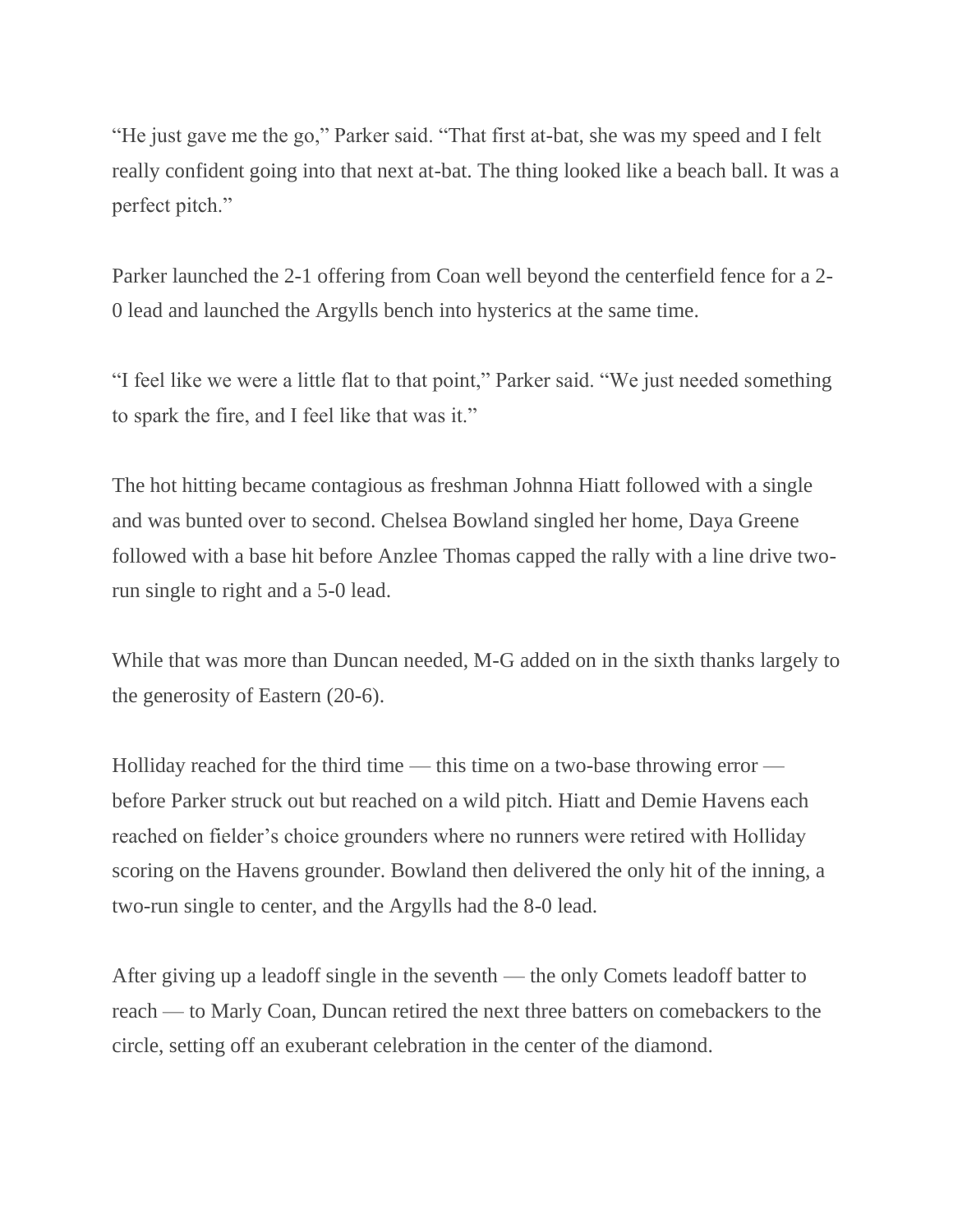“He just gave me the go,” Parker said. “That first at-bat, she was my speed and I felt really confident going into that next at-bat. The thing looked like a beach ball. It was a perfect pitch.”

Parker launched the 2-1 offering from Coan well beyond the centerfield fence for a 2-0 lead and launched the Argylls bench into hysterics at the same time.

“I feel like we were a little flat to that point,” Parker said. “We just needed something to spark the fire, and I feel like that was it.”

The hot hitting became contagious as freshman Johnna Hiatt followed with a single and was bunted over to second. Chelsea Bowland singled her home, Daya Greene followed with a base hit before Anzlee Thomas capped the rally with a line drive two-run single to right and a 5-0 lead.

While that was more than Duncan needed, M-G added on in the sixth thanks largely to the generosity of Eastern (20-6).

Holliday reached for the third time — this time on a two-base throwing error — before Parker struck out but reached on a wild pitch. Hiatt and Demie Havens each reached on fielder’s choice grounders where no runners were retired with Holliday scoring on the Havens grounder. Bowland then delivered the only hit of the inning, a two-run single to center, and the Argylls had the 8-0 lead.

After giving up a leadoff single in the seventh — the only Comets leadoff batter to reach — to Marly Coan, Duncan retired the next three batters on comebackers to the circle, setting off an exuberant celebration in the center of the diamond.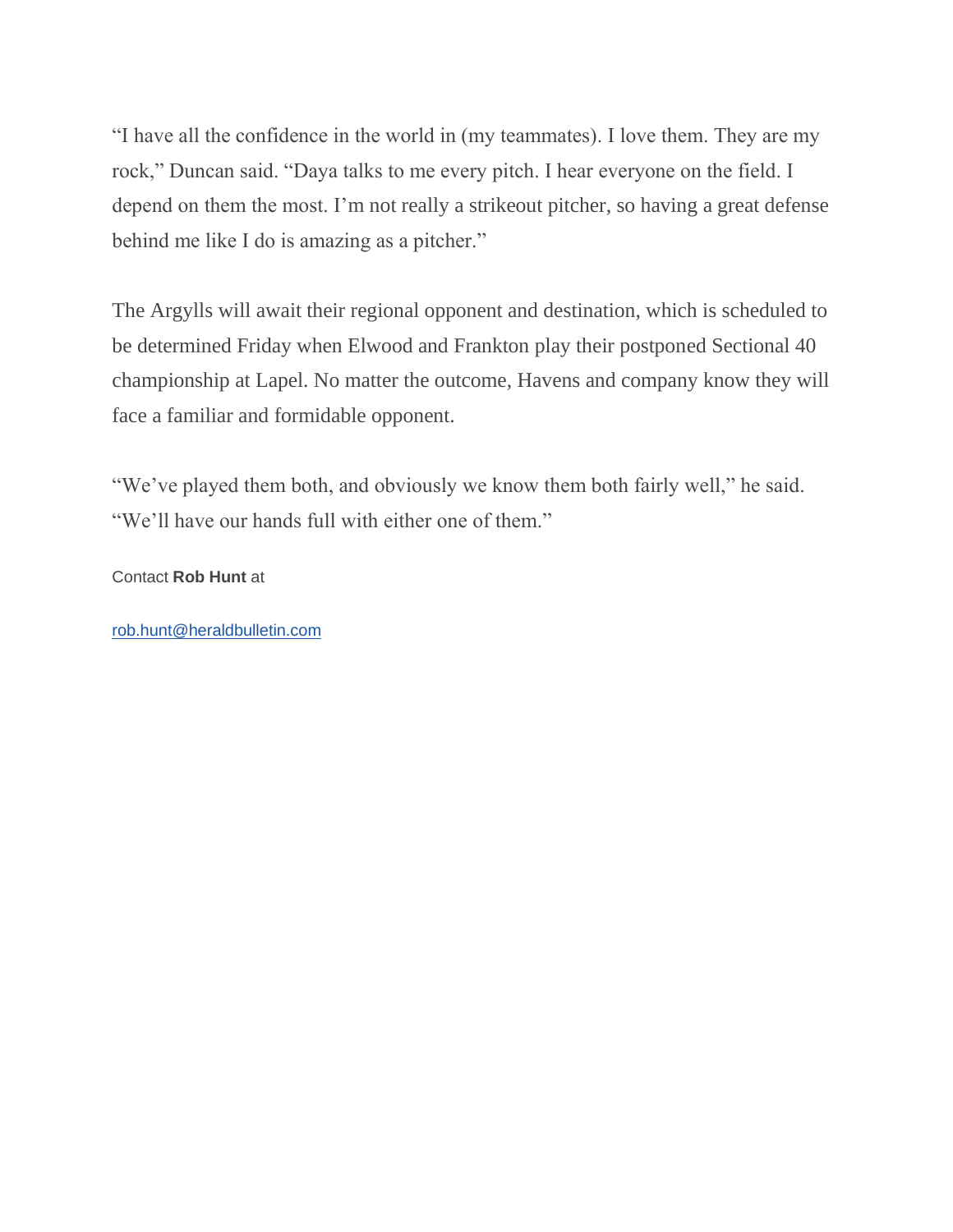"I have all the confidence in the world in (my teammates). I love them. They are my rock," Duncan said. "Daya talks to me every pitch. I hear everyone on the field. I depend on them the most. I'm not really a strikeout pitcher, so having a great defense behind me like I do is amazing as a pitcher."

The Argylls will await their regional opponent and destination, which is scheduled to be determined Friday when Elwood and Frankton play their postponed Sectional 40 championship at Lapel. No matter the outcome, Havens and company know they will face a familiar and formidable opponent.

"We've played them both, and obviously we know them both fairly well," he said. "We'll have our hands full with either one of them."

Contact **Rob Hunt** at

rob.hunt@heraldbulletin.com